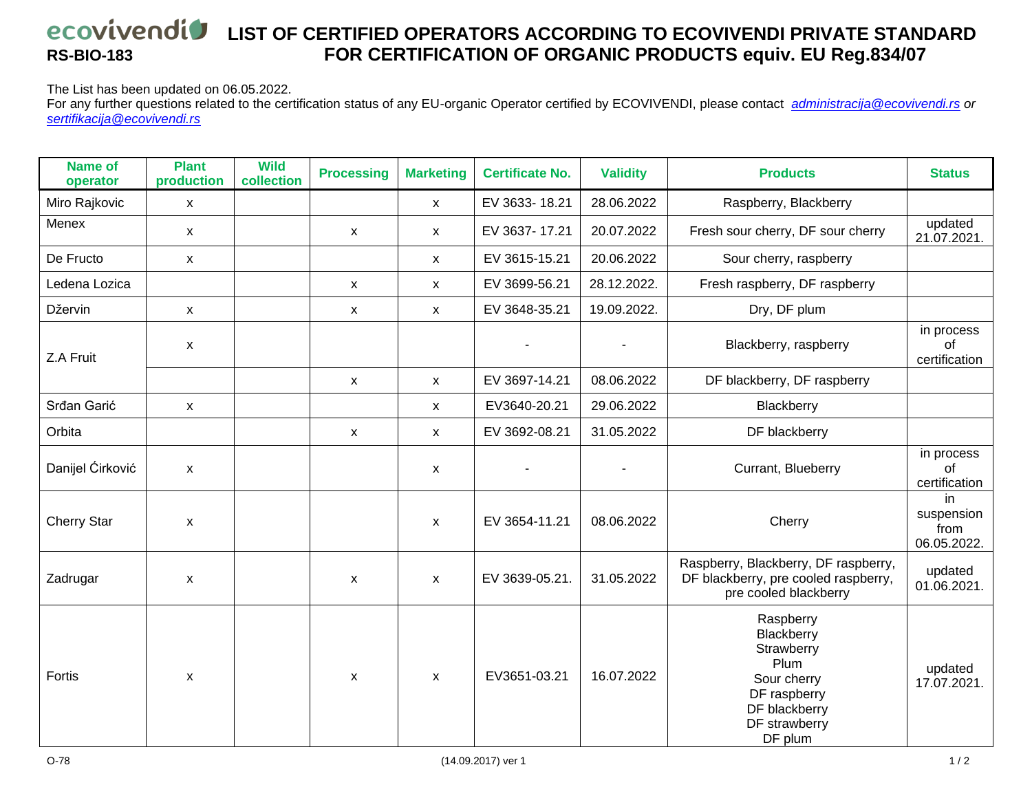# ecovivendi RS-BIO-183 — LIST OF CERTIFIED OPERATORS ACCORDING TO ECOVIVENDI PRIVATE STANDARD FOR CERTIFICATION OF ORGANIC PRODUCTS equiv. EU Reg.834/07

The List has been updated on 06.05.2022.
For any further questions related to the certification status of any EU-organic Operator certified by ECOVIVENDI, please contact *administracija@ecovivendi.rs* or *sertifikacija@ecovivendi.rs*

| Name of operator | Plant production | Wild collection | Processing | Marketing | Certificate No. | Validity | Products | Status |
|---|---|---|---|---|---|---|---|---|
| Miro Rajkovic | x | | | x | EV 3633- 18.21 | 28.06.2022 | Raspberry, Blackberry | |
| Menex | x | | x | x | EV 3637- 17.21 | 20.07.2022 | Fresh sour cherry, DF sour cherry | updated 21.07.2021. |
| De Fructo | x | | | x | EV 3615-15.21 | 20.06.2022 | Sour cherry, raspberry | |
| Ledena Lozica | | | x | x | EV 3699-56.21 | 28.12.2022. | Fresh raspberry, DF raspberry | |
| Džervin | x | | x | x | EV 3648-35.21 | 19.09.2022. | Dry, DF plum | |
| Z.A Fruit | x | | | | - | - | Blackberry, raspberry | in process of certification |
| | | | x | x | EV 3697-14.21 | 08.06.2022 | DF blackberry, DF raspberry | |
| Srđan Garić | x | | | x | EV3640-20.21 | 29.06.2022 | Blackberry | |
| Orbita | | | x | x | EV 3692-08.21 | 31.05.2022 | DF blackberry | |
| Danijel Ćirković | x | | | x | - | - | Currant, Blueberry | in process of certification |
| Cherry Star | x | | | x | EV 3654-11.21 | 08.06.2022 | Cherry | in suspension from 06.05.2022. |
| Zadrugar | x | | x | x | EV 3639-05.21. | 31.05.2022 | Raspberry, Blackberry, DF raspberry, DF blackberry, pre cooled raspberry, pre cooled blackberry | updated 01.06.2021. |
| Fortis | x | | x | x | EV3651-03.21 | 16.07.2022 | Raspberry<br>Blackberry<br>Strawberry<br>Plum<br>Sour cherry<br>DF raspberry<br>DF blackberry<br>DF strawberry<br>DF plum | updated 17.07.2021. |

O-78 (14.09.2017) ver 1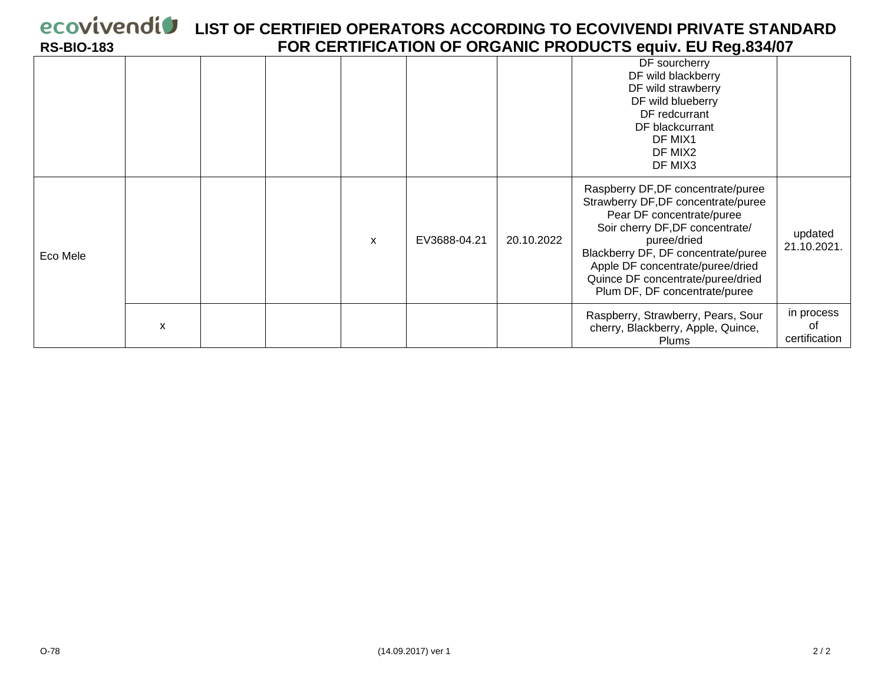| | | | | | | | | |
|---|---|---|---|---|---|---|---|---|
| | | | | | | | DF sourcherry<br>DF wild blackberry<br>DF wild strawberry<br>DF wild blueberry<br>DF redcurrant<br>DF blackcurrant<br>DF MIX1<br>DF MIX2<br>DF MIX3 | |
| Eco Mele | | | | x | EV3688-04.21 | 20.10.2022 | Raspberry DF,DF concentrate/puree<br>Strawberry DF,DF concentrate/puree<br>Pear DF concentrate/puree<br>Soir cherry DF,DF concentrate/ puree/dried<br>Blackberry DF, DF concentrate/puree<br>Apple DF concentrate/puree/dried<br>Quince DF concentrate/puree/dried<br>Plum DF, DF concentrate/puree | updated 21.10.2021. |
| | x | | | | | | Raspberry, Strawberry, Pears, Sour cherry, Blackberry, Apple, Quince, Plums | in process of certification |